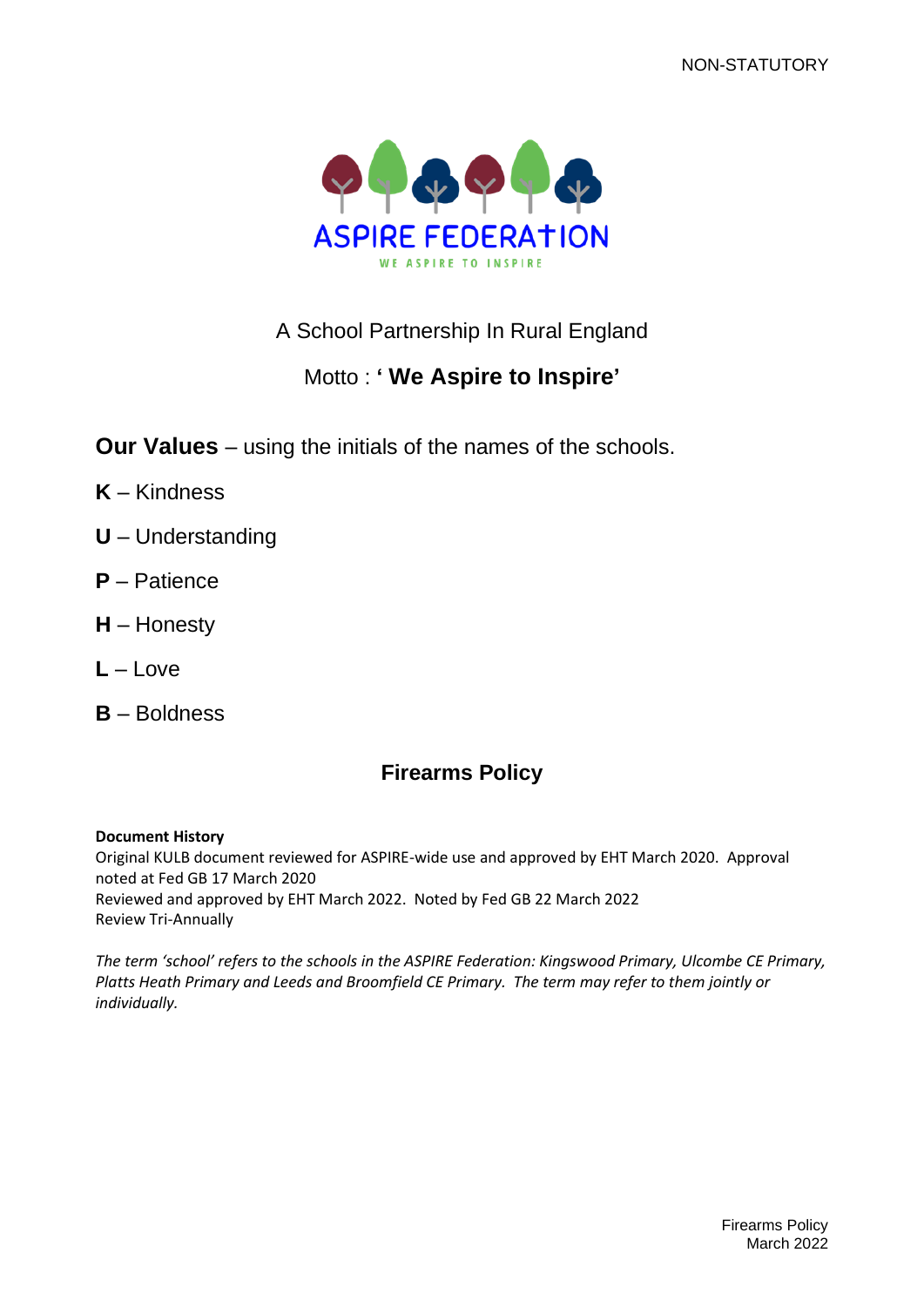NON-STATUTORY

ASPIRE FEDERATION

WE ASPIRE TO INSPIRE

A School Partnership In Rural England

Motto : **' We Aspire to Inspire'**

**Our Values** – using the initials of the names of the schools.

**K** – Kindness

**U** – Understanding

**P** – Patience

**H** – Honesty

**L** – Love

**B** – Boldness

# Firearms Policy

**Document History**
Original KULB document reviewed for ASPIRE-wide use and approved by EHT March 2020. Approval noted at Fed GB 17 March 2020
Reviewed and approved by EHT March 2022. Noted by Fed GB 22 March 2022
Review Tri-Annually

*The term 'school' refers to the schools in the ASPIRE Federation: Kingswood Primary, Ulcombe CE Primary, Platts Heath Primary and Leeds and Broomfield CE Primary. The term may refer to them jointly or individually.*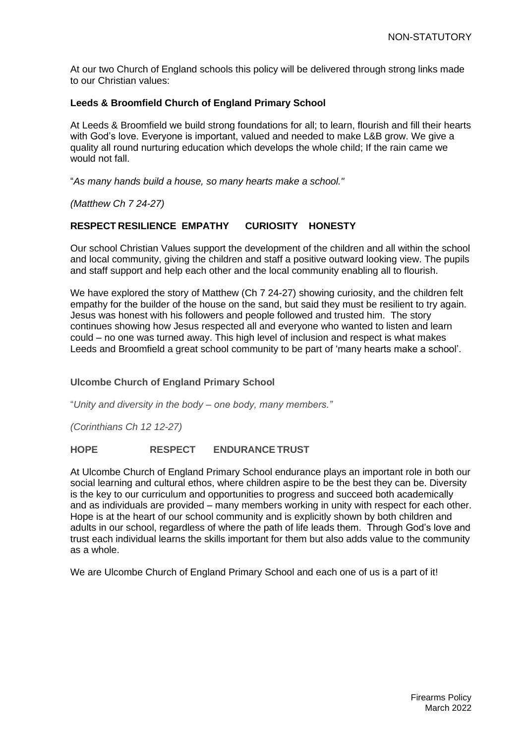At our two Church of England schools this policy will be delivered through strong links made to our Christian values:

**Leeds & Broomfield Church of England Primary School**

At Leeds & Broomfield we build strong foundations for all; to learn, flourish and fill their hearts with God's love. Everyone is important, valued and needed to make L&B grow. We give a quality all round nurturing education which develops the whole child; If the rain came we would not fall.

"*As many hands build a house, so many hearts make a school."*

*(Matthew Ch 7 24-27)*

**RESPECT RESILIENCE EMPATHY CURIOSITY HONESTY**

Our school Christian Values support the development of the children and all within the school and local community, giving the children and staff a positive outward looking view. The pupils and staff support and help each other and the local community enabling all to flourish.

We have explored the story of Matthew (Ch 7 24-27) showing curiosity, and the children felt empathy for the builder of the house on the sand, but said they must be resilient to try again. Jesus was honest with his followers and people followed and trusted him. The story continues showing how Jesus respected all and everyone who wanted to listen and learn could – no one was turned away. This high level of inclusion and respect is what makes Leeds and Broomfield a great school community to be part of 'many hearts make a school'.

**Ulcombe Church of England Primary School**

"*Unity and diversity in the body – one body, many members."*

*(Corinthians Ch 12 12-27)*

**HOPE RESPECT ENDURANCE TRUST**

At Ulcombe Church of England Primary School endurance plays an important role in both our social learning and cultural ethos, where children aspire to be the best they can be. Diversity is the key to our curriculum and opportunities to progress and succeed both academically and as individuals are provided – many members working in unity with respect for each other. Hope is at the heart of our school community and is explicitly shown by both children and adults in our school, regardless of where the path of life leads them. Through God's love and trust each individual learns the skills important for them but also adds value to the community as a whole.

We are Ulcombe Church of England Primary School and each one of us is a part of it!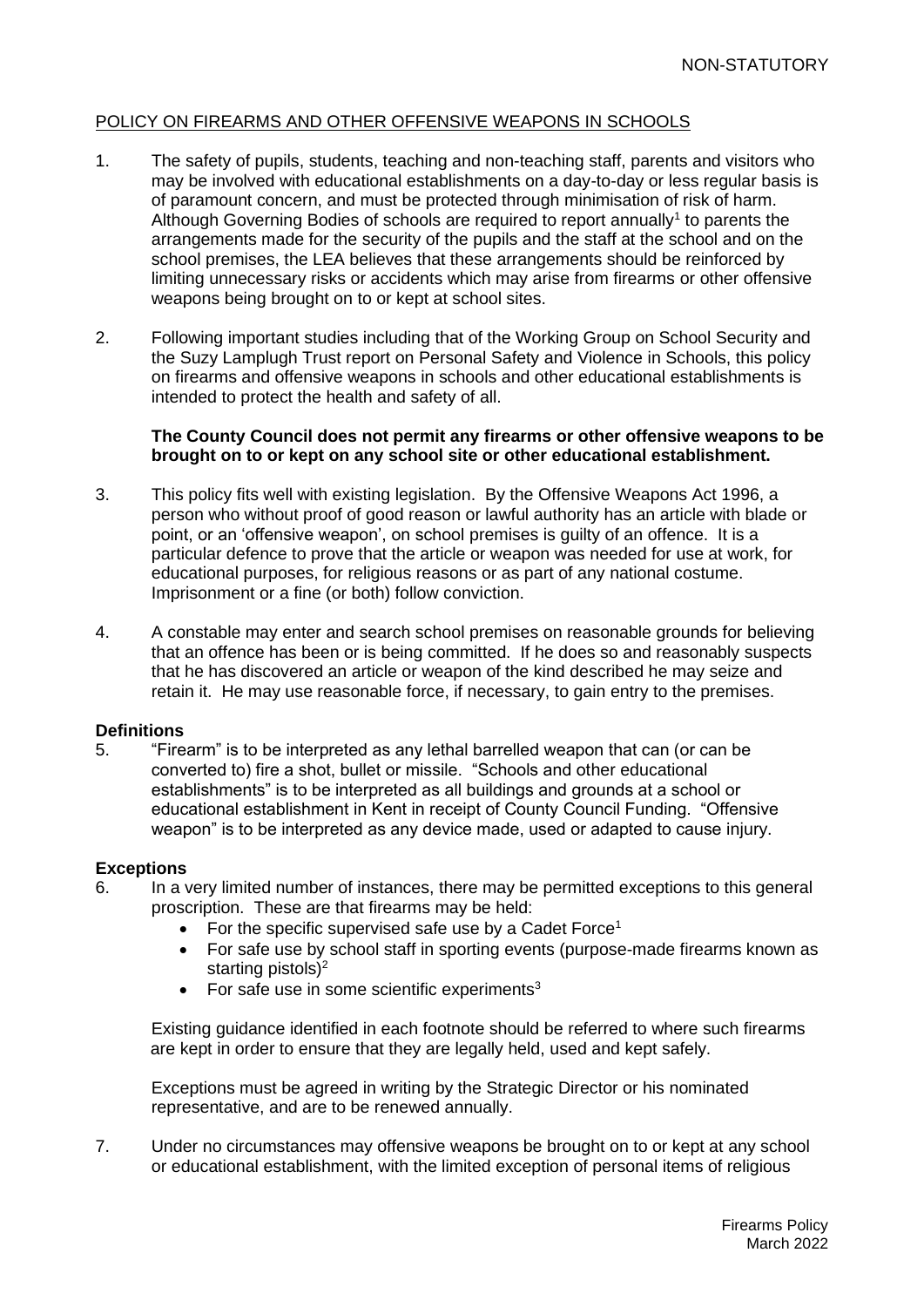NON-STATUTORY

POLICY ON FIREARMS AND OTHER OFFENSIVE WEAPONS IN SCHOOLS

1. The safety of pupils, students, teaching and non-teaching staff, parents and visitors who may be involved with educational establishments on a day-to-day or less regular basis is of paramount concern, and must be protected through minimisation of risk of harm. Although Governing Bodies of schools are required to report annually[1] to parents the arrangements made for the security of the pupils and the staff at the school and on the school premises, the LEA believes that these arrangements should be reinforced by limiting unnecessary risks or accidents which may arise from firearms or other offensive weapons being brought on to or kept at school sites.

2. Following important studies including that of the Working Group on School Security and the Suzy Lamplugh Trust report on Personal Safety and Violence in Schools, this policy on firearms and offensive weapons in schools and other educational establishments is intended to protect the health and safety of all.

   **The County Council does not permit any firearms or other offensive weapons to be brought on to or kept on any school site or other educational establishment.**

3. This policy fits well with existing legislation. By the Offensive Weapons Act 1996, a person who without proof of good reason or lawful authority has an article with blade or point, or an 'offensive weapon', on school premises is guilty of an offence. It is a particular defence to prove that the article or weapon was needed for use at work, for educational purposes, for religious reasons or as part of any national costume. Imprisonment or a fine (or both) follow conviction.

4. A constable may enter and search school premises on reasonable grounds for believing that an offence has been or is being committed. If he does so and reasonably suspects that he has discovered an article or weapon of the kind described he may seize and retain it. He may use reasonable force, if necessary, to gain entry to the premises.

**Definitions**

5. "Firearm" is to be interpreted as any lethal barrelled weapon that can (or can be converted to) fire a shot, bullet or missile. "Schools and other educational establishments" is to be interpreted as all buildings and grounds at a school or educational establishment in Kent in receipt of County Council Funding. "Offensive weapon" is to be interpreted as any device made, used or adapted to cause injury.

**Exceptions**

6. In a very limited number of instances, there may be permitted exceptions to this general proscription. These are that firearms may be held:
   - For the specific supervised safe use by a Cadet Force[1]
   - For safe use by school staff in sporting events (purpose-made firearms known as starting pistols)[2]
   - For safe use in some scientific experiments[3]

   Existing guidance identified in each footnote should be referred to where such firearms are kept in order to ensure that they are legally held, used and kept safely.

   Exceptions must be agreed in writing by the Strategic Director or his nominated representative, and are to be renewed annually.

7. Under no circumstances may offensive weapons be brought on to or kept at any school or educational establishment, with the limited exception of personal items of religious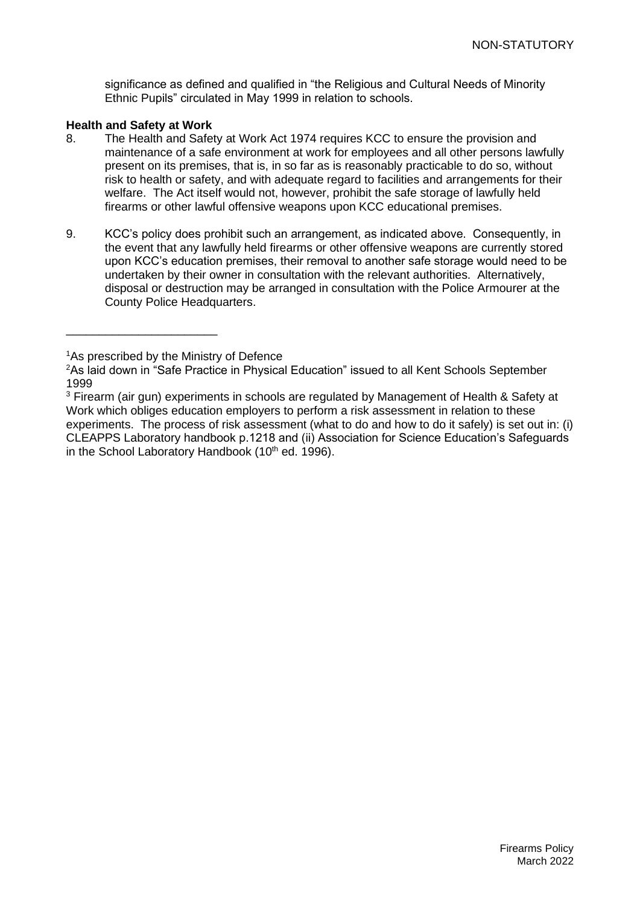significance as defined and qualified in "the Religious and Cultural Needs of Minority Ethnic Pupils" circulated in May 1999 in relation to schools.

**Health and Safety at Work**

8. The Health and Safety at Work Act 1974 requires KCC to ensure the provision and maintenance of a safe environment at work for employees and all other persons lawfully present on its premises, that is, in so far as is reasonably practicable to do so, without risk to health or safety, and with adequate regard to facilities and arrangements for their welfare. The Act itself would not, however, prohibit the safe storage of lawfully held firearms or other lawful offensive weapons upon KCC educational premises.

9. KCC's policy does prohibit such an arrangement, as indicated above. Consequently, in the event that any lawfully held firearms or other offensive weapons are currently stored upon KCC's education premises, their removal to another safe storage would need to be undertaken by their owner in consultation with the relevant authorities. Alternatively, disposal or destruction may be arranged in consultation with the Police Armourer at the County Police Headquarters.

---

[1] As prescribed by the Ministry of Defence

[2] As laid down in "Safe Practice in Physical Education" issued to all Kent Schools September 1999

[3] Firearm (air gun) experiments in schools are regulated by Management of Health & Safety at Work which obliges education employers to perform a risk assessment in relation to these experiments. The process of risk assessment (what to do and how to do it safely) is set out in: (i) CLEAPPS Laboratory handbook p.1218 and (ii) Association for Science Education's Safeguards in the School Laboratory Handbook (10th ed. 1996).